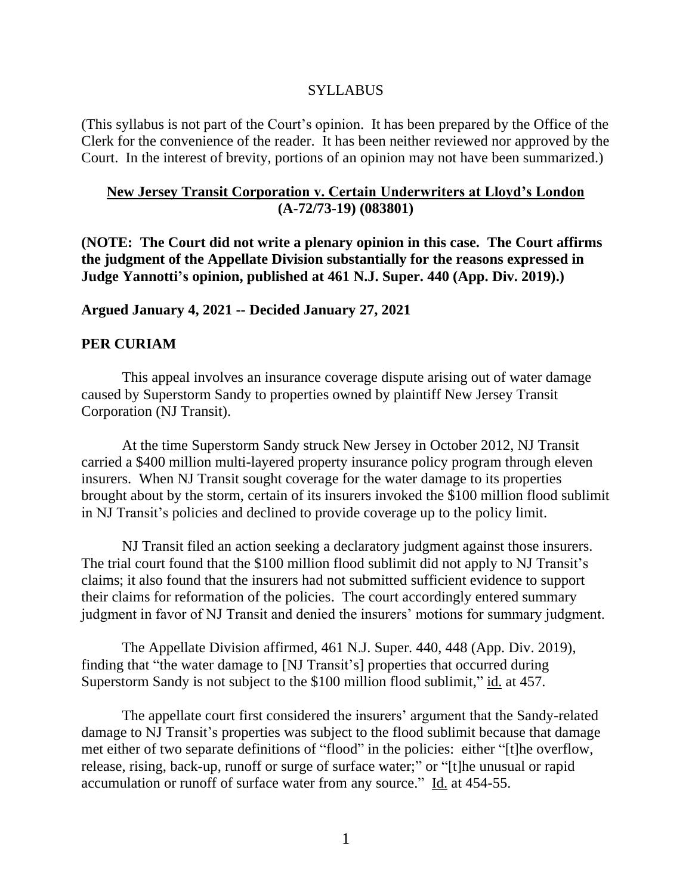SYLLABUS

(This syllabus is not part of the Court's opinion. It has been prepared by the Office of the Clerk for the convenience of the reader. It has been neither reviewed nor approved by the Court. In the interest of brevity, portions of an opinion may not have been summarized.)

**New Jersey Transit Corporation v. Certain Underwriters at Lloyd's London (A-72/73-19) (083801)**

**(NOTE: The Court did not write a plenary opinion in this case. The Court affirms the judgment of the Appellate Division substantially for the reasons expressed in Judge Yannotti's opinion, published at 461 N.J. Super. 440 (App. Div. 2019).)**

**Argued January 4, 2021 -- Decided January 27, 2021**

**PER CURIAM**

This appeal involves an insurance coverage dispute arising out of water damage caused by Superstorm Sandy to properties owned by plaintiff New Jersey Transit Corporation (NJ Transit).

At the time Superstorm Sandy struck New Jersey in October 2012, NJ Transit carried a $400 million multi-layered property insurance policy program through eleven insurers. When NJ Transit sought coverage for the water damage to its properties brought about by the storm, certain of its insurers invoked the $100 million flood sublimit in NJ Transit's policies and declined to provide coverage up to the policy limit.

NJ Transit filed an action seeking a declaratory judgment against those insurers. The trial court found that the $100 million flood sublimit did not apply to NJ Transit's claims; it also found that the insurers had not submitted sufficient evidence to support their claims for reformation of the policies. The court accordingly entered summary judgment in favor of NJ Transit and denied the insurers' motions for summary judgment.

The Appellate Division affirmed, 461 N.J. Super. 440, 448 (App. Div. 2019), finding that "the water damage to [NJ Transit's] properties that occurred during Superstorm Sandy is not subject to the $100 million flood sublimit," id. at 457.

The appellate court first considered the insurers' argument that the Sandy-related damage to NJ Transit's properties was subject to the flood sublimit because that damage met either of two separate definitions of "flood" in the policies: either "[t]he overflow, release, rising, back-up, runoff or surge of surface water;" or "[t]he unusual or rapid accumulation or runoff of surface water from any source." Id. at 454-55.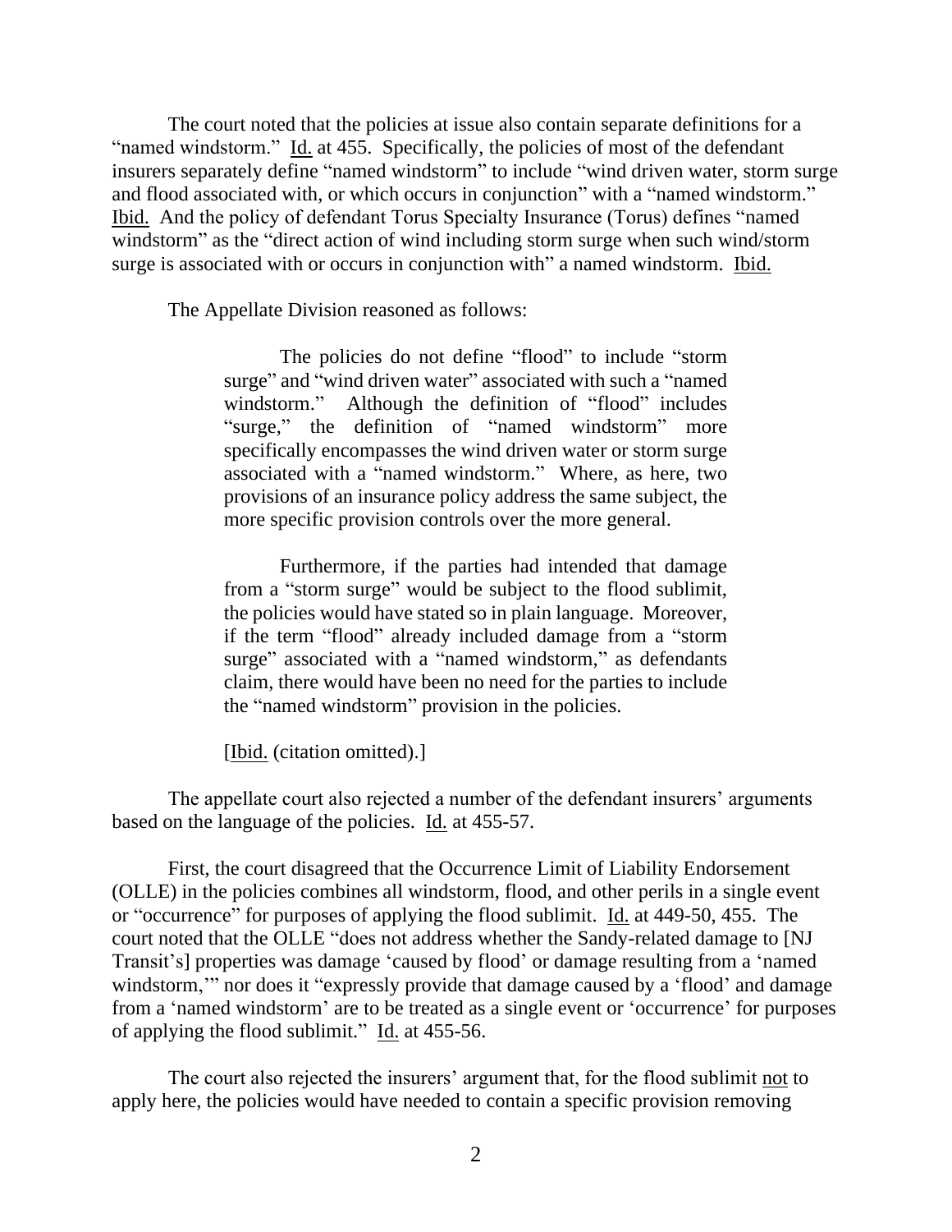The court noted that the policies at issue also contain separate definitions for a "named windstorm." Id. at 455. Specifically, the policies of most of the defendant insurers separately define "named windstorm" to include "wind driven water, storm surge and flood associated with, or which occurs in conjunction" with a "named windstorm." Ibid. And the policy of defendant Torus Specialty Insurance (Torus) defines "named windstorm" as the "direct action of wind including storm surge when such wind/storm surge is associated with or occurs in conjunction with" a named windstorm. Ibid.

The Appellate Division reasoned as follows:

> The policies do not define "flood" to include "storm surge" and "wind driven water" associated with such a "named windstorm." Although the definition of "flood" includes "surge," the definition of "named windstorm" more specifically encompasses the wind driven water or storm surge associated with a "named windstorm." Where, as here, two provisions of an insurance policy address the same subject, the more specific provision controls over the more general.
>
> Furthermore, if the parties had intended that damage from a "storm surge" would be subject to the flood sublimit, the policies would have stated so in plain language. Moreover, if the term "flood" already included damage from a "storm surge" associated with a "named windstorm," as defendants claim, there would have been no need for the parties to include the "named windstorm" provision in the policies.
>
> [Ibid. (citation omitted).]

The appellate court also rejected a number of the defendant insurers' arguments based on the language of the policies. Id. at 455-57.

First, the court disagreed that the Occurrence Limit of Liability Endorsement (OLLE) in the policies combines all windstorm, flood, and other perils in a single event or "occurrence" for purposes of applying the flood sublimit. Id. at 449-50, 455. The court noted that the OLLE "does not address whether the Sandy-related damage to [NJ Transit's] properties was damage 'caused by flood' or damage resulting from a 'named windstorm,'" nor does it "expressly provide that damage caused by a 'flood' and damage from a 'named windstorm' are to be treated as a single event or 'occurrence' for purposes of applying the flood sublimit." Id. at 455-56.

The court also rejected the insurers' argument that, for the flood sublimit not to apply here, the policies would have needed to contain a specific provision removing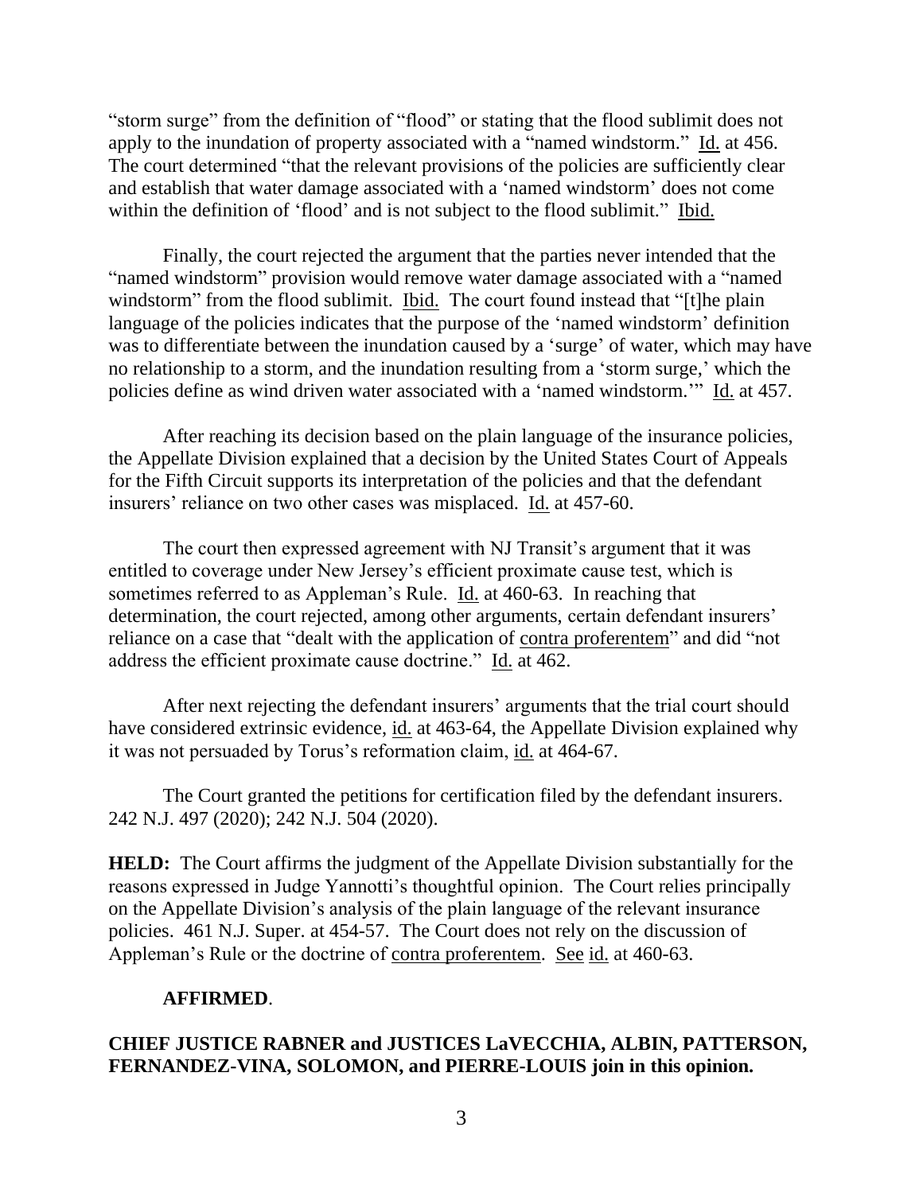"storm surge" from the definition of "flood" or stating that the flood sublimit does not apply to the inundation of property associated with a "named windstorm." Id. at 456. The court determined "that the relevant provisions of the policies are sufficiently clear and establish that water damage associated with a 'named windstorm' does not come within the definition of 'flood' and is not subject to the flood sublimit." Ibid.

Finally, the court rejected the argument that the parties never intended that the "named windstorm" provision would remove water damage associated with a "named windstorm" from the flood sublimit. Ibid. The court found instead that "[t]he plain language of the policies indicates that the purpose of the 'named windstorm' definition was to differentiate between the inundation caused by a 'surge' of water, which may have no relationship to a storm, and the inundation resulting from a 'storm surge,' which the policies define as wind driven water associated with a 'named windstorm.'" Id. at 457.

After reaching its decision based on the plain language of the insurance policies, the Appellate Division explained that a decision by the United States Court of Appeals for the Fifth Circuit supports its interpretation of the policies and that the defendant insurers' reliance on two other cases was misplaced. Id. at 457-60.

The court then expressed agreement with NJ Transit's argument that it was entitled to coverage under New Jersey's efficient proximate cause test, which is sometimes referred to as Appleman's Rule. Id. at 460-63. In reaching that determination, the court rejected, among other arguments, certain defendant insurers' reliance on a case that "dealt with the application of contra proferentem" and did "not address the efficient proximate cause doctrine." Id. at 462.

After next rejecting the defendant insurers' arguments that the trial court should have considered extrinsic evidence, id. at 463-64, the Appellate Division explained why it was not persuaded by Torus's reformation claim, id. at 464-67.

The Court granted the petitions for certification filed by the defendant insurers. 242 N.J. 497 (2020); 242 N.J. 504 (2020).

**HELD:** The Court affirms the judgment of the Appellate Division substantially for the reasons expressed in Judge Yannotti's thoughtful opinion. The Court relies principally on the Appellate Division's analysis of the plain language of the relevant insurance policies. 461 N.J. Super. at 454-57. The Court does not rely on the discussion of Appleman's Rule or the doctrine of contra proferentem. See id. at 460-63.

**AFFIRMED**.

**CHIEF JUSTICE RABNER and JUSTICES LaVECCHIA, ALBIN, PATTERSON, FERNANDEZ-VINA, SOLOMON, and PIERRE-LOUIS join in this opinion.**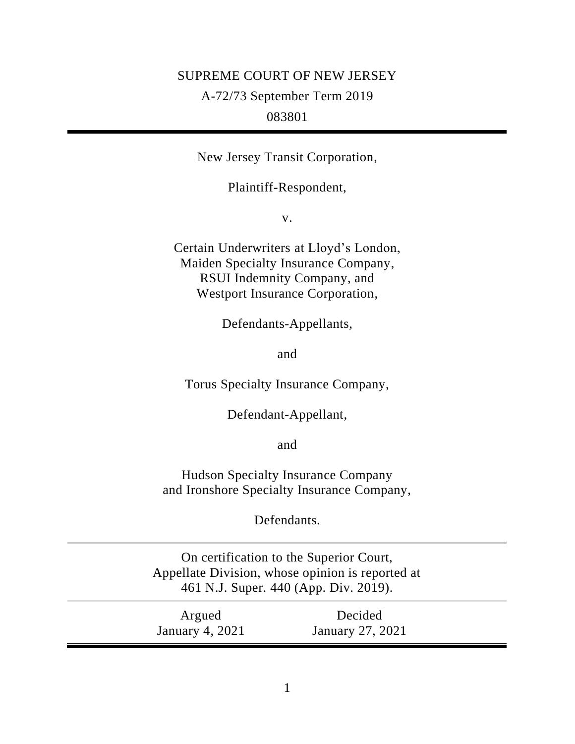SUPREME COURT OF NEW JERSEY

A-72/73 September Term 2019

083801

---

New Jersey Transit Corporation,

Plaintiff-Respondent,

v.

Certain Underwriters at Lloyd's London,
Maiden Specialty Insurance Company,
RSUI Indemnity Company, and
Westport Insurance Corporation,

Defendants-Appellants,

and

Torus Specialty Insurance Company,

Defendant-Appellant,

and

Hudson Specialty Insurance Company
and Ironshore Specialty Insurance Company,

Defendants.

---

On certification to the Superior Court,
Appellate Division, whose opinion is reported at
461 N.J. Super. 440 (App. Div. 2019).

---

| Argued | Decided |
| --- | --- |
| January 4, 2021 | January 27, 2021 |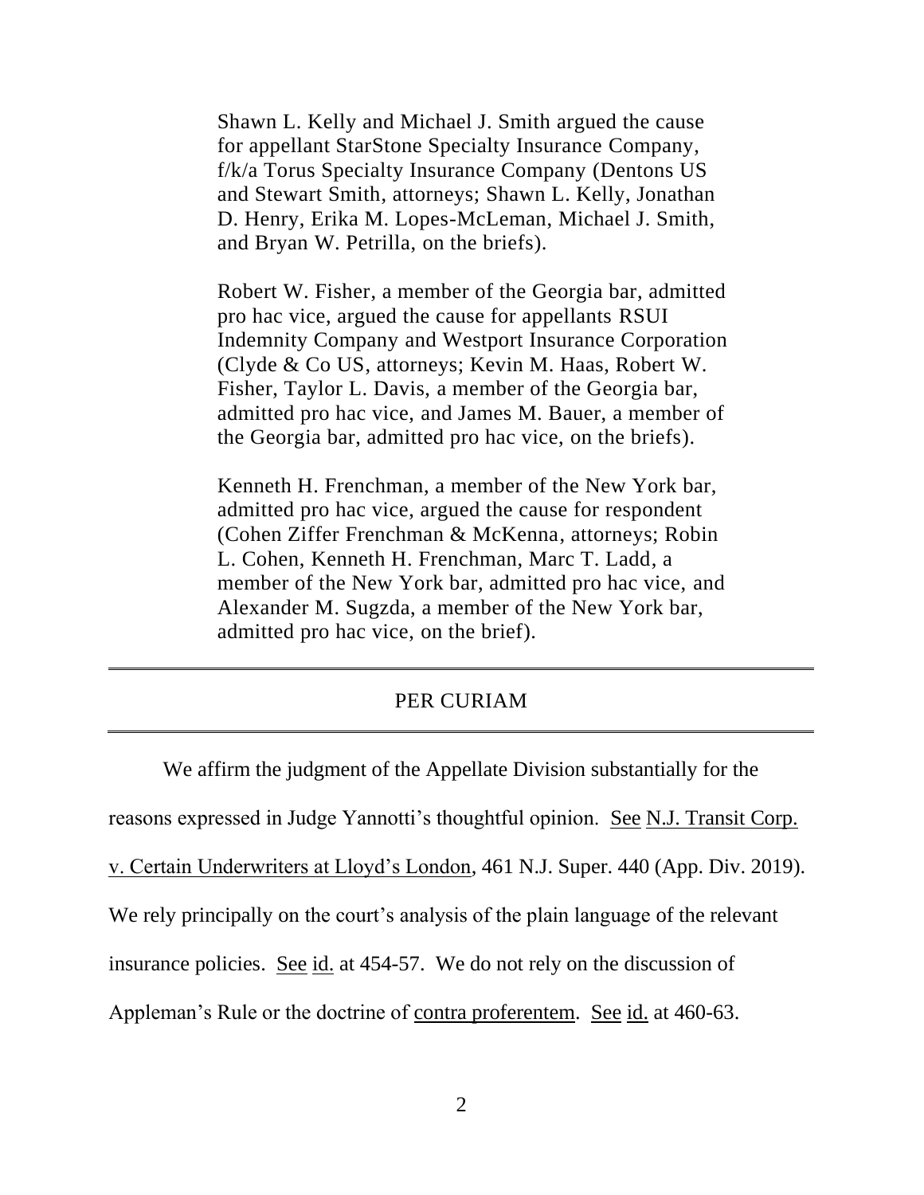Shawn L. Kelly and Michael J. Smith argued the cause for appellant StarStone Specialty Insurance Company, f/k/a Torus Specialty Insurance Company (Dentons US and Stewart Smith, attorneys; Shawn L. Kelly, Jonathan D. Henry, Erika M. Lopes-McLeman, Michael J. Smith, and Bryan W. Petrilla, on the briefs).

Robert W. Fisher, a member of the Georgia bar, admitted pro hac vice, argued the cause for appellants RSUI Indemnity Company and Westport Insurance Corporation (Clyde & Co US, attorneys; Kevin M. Haas, Robert W. Fisher, Taylor L. Davis, a member of the Georgia bar, admitted pro hac vice, and James M. Bauer, a member of the Georgia bar, admitted pro hac vice, on the briefs).

Kenneth H. Frenchman, a member of the New York bar, admitted pro hac vice, argued the cause for respondent (Cohen Ziffer Frenchman & McKenna, attorneys; Robin L. Cohen, Kenneth H. Frenchman, Marc T. Ladd, a member of the New York bar, admitted pro hac vice, and Alexander M. Sugzda, a member of the New York bar, admitted pro hac vice, on the brief).

---

PER CURIAM

---

We affirm the judgment of the Appellate Division substantially for the reasons expressed in Judge Yannotti's thoughtful opinion. See N.J. Transit Corp. v. Certain Underwriters at Lloyd's London, 461 N.J. Super. 440 (App. Div. 2019). We rely principally on the court's analysis of the plain language of the relevant insurance policies. See id. at 454-57. We do not rely on the discussion of Appleman's Rule or the doctrine of contra proferentem. See id. at 460-63.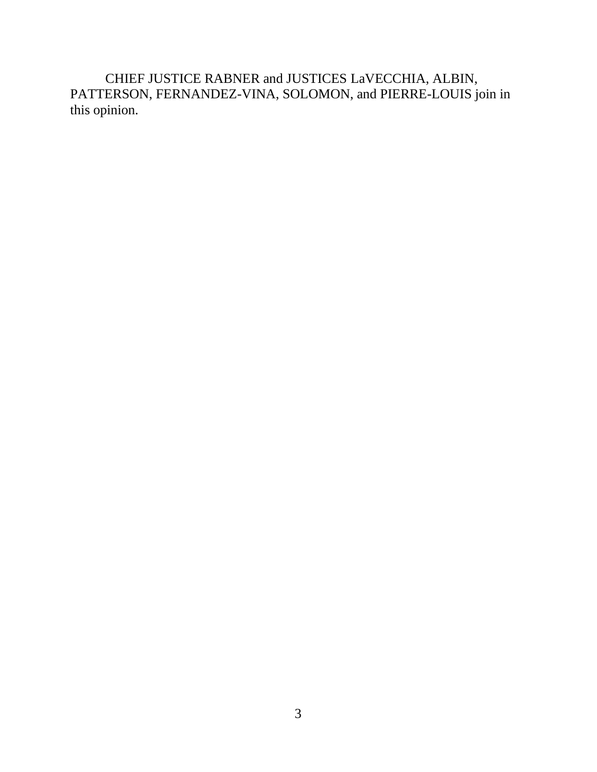CHIEF JUSTICE RABNER and JUSTICES LaVECCHIA, ALBIN, PATTERSON, FERNANDEZ-VINA, SOLOMON, and PIERRE-LOUIS join in this opinion.